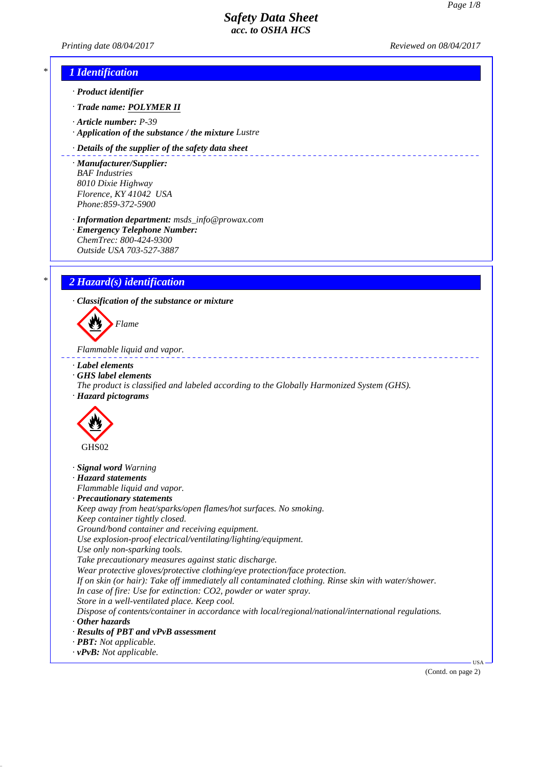# Safety Data Sheet
## acc. to OSHA HCS

*Printing date 08/04/2017* *Reviewed on 08/04/2017*

## 1 Identification

· **Product identifier**

· **Trade name: POLYMER II**

· **Article number:** P-39

· **Application of the substance / the mixture** Lustre

· **Details of the supplier of the safety data sheet**

· **Manufacturer/Supplier:**
BAF Industries
8010 Dixie Highway
Florence, KY 41042 USA
Phone:859-372-5900

· **Information department:** msds_info@prowax.com

· **Emergency Telephone Number:**
ChemTrec: 800-424-9300
Outside USA 703-527-3887

## 2 Hazard(s) identification

· **Classification of the substance or mixture**

Flame

Flammable liquid and vapor.

· **Label elements**

· **GHS label elements**
The product is classified and labeled according to the Globally Harmonized System (GHS).

· **Hazard pictograms**

GHS02

· **Signal word** Warning

· **Hazard statements**
Flammable liquid and vapor.

· **Precautionary statements**
Keep away from heat/sparks/open flames/hot surfaces. No smoking.
Keep container tightly closed.
Ground/bond container and receiving equipment.
Use explosion-proof electrical/ventilating/lighting/equipment.
Use only non-sparking tools.
Take precautionary measures against static discharge.
Wear protective gloves/protective clothing/eye protection/face protection.
If on skin (or hair): Take off immediately all contaminated clothing. Rinse skin with water/shower.
In case of fire: Use for extinction: $CO_2$, powder or water spray.
Store in a well-ventilated place. Keep cool.
Dispose of contents/container in accordance with local/regional/national/international regulations.

· **Other hazards**

· **Results of PBT and vPvB assessment**

· **PBT:** Not applicable.

· **vPvB:** Not applicable.

(Contd. on page 2)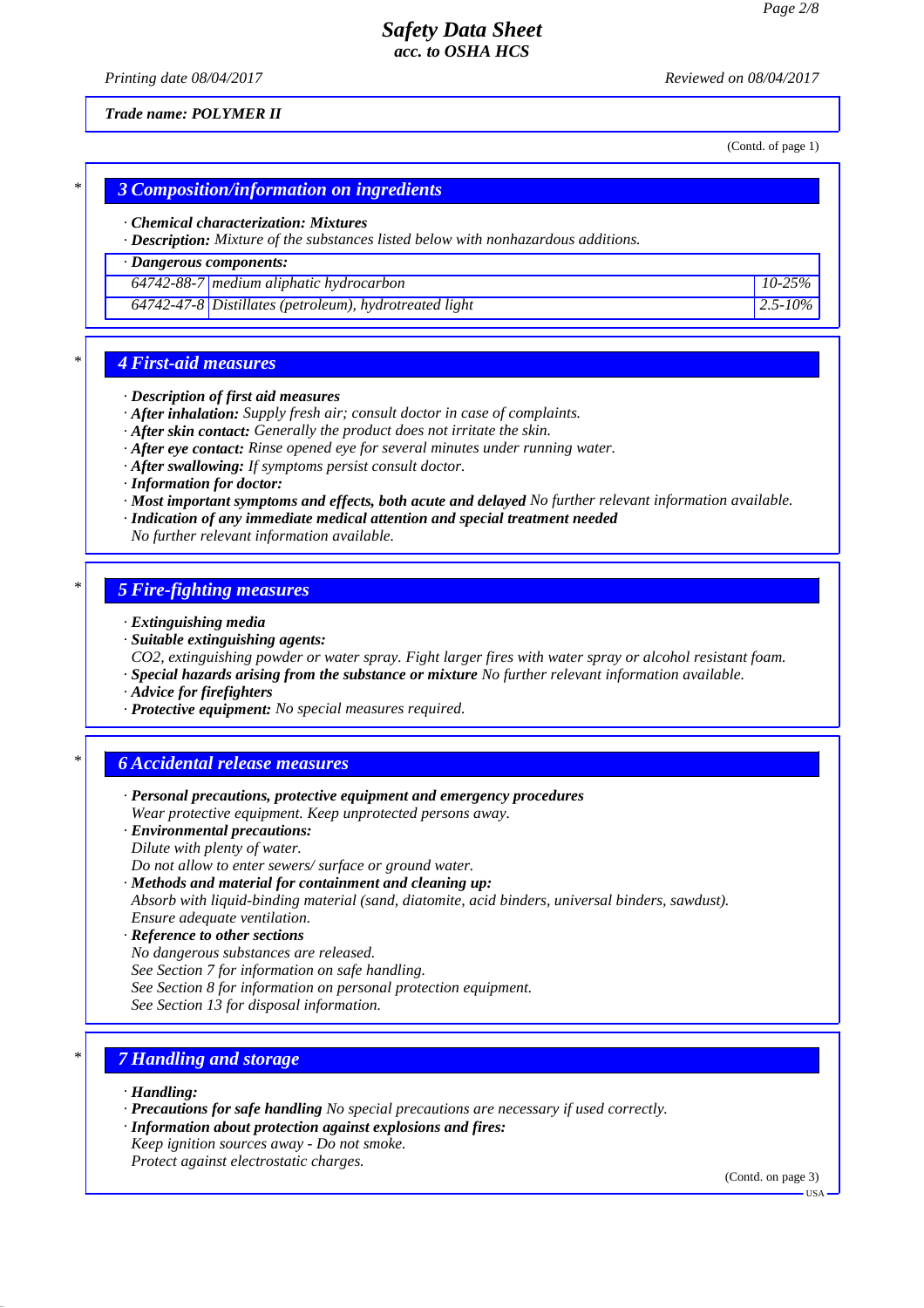**Trade name: POLYMER II**

(Contd. of page 1)

## 3 Composition/information on ingredients

· **Chemical characterization: Mixtures**
· **Description:** Mixture of the substances listed below with nonhazardous additions.

| · Dangerous components: | | |
|---|---|---|
| 64742-88-7 | medium aliphatic hydrocarbon | 10-25% |
| 64742-47-8 | Distillates (petroleum), hydrotreated light | 2.5-10% |

## 4 First-aid measures

· **Description of first aid measures**
· **After inhalation:** Supply fresh air; consult doctor in case of complaints.
· **After skin contact:** Generally the product does not irritate the skin.
· **After eye contact:** Rinse opened eye for several minutes under running water.
· **After swallowing:** If symptoms persist consult doctor.
· **Information for doctor:**
· **Most important symptoms and effects, both acute and delayed** No further relevant information available.
· **Indication of any immediate medical attention and special treatment needed**
No further relevant information available.

## 5 Fire-fighting measures

· **Extinguishing media**
· **Suitable extinguishing agents:**
CO2, extinguishing powder or water spray. Fight larger fires with water spray or alcohol resistant foam.
· **Special hazards arising from the substance or mixture** No further relevant information available.
· **Advice for firefighters**
· **Protective equipment:** No special measures required.

## 6 Accidental release measures

· **Personal precautions, protective equipment and emergency procedures**
Wear protective equipment. Keep unprotected persons away.
· **Environmental precautions:**
Dilute with plenty of water.
Do not allow to enter sewers/ surface or ground water.
· **Methods and material for containment and cleaning up:**
Absorb with liquid-binding material (sand, diatomite, acid binders, universal binders, sawdust).
Ensure adequate ventilation.
· **Reference to other sections**
No dangerous substances are released.
See Section 7 for information on safe handling.
See Section 8 for information on personal protection equipment.
See Section 13 for disposal information.

## 7 Handling and storage

· **Handling:**
· **Precautions for safe handling** No special precautions are necessary if used correctly.
· **Information about protection against explosions and fires:**
Keep ignition sources away - Do not smoke.
Protect against electrostatic charges.

(Contd. on page 3)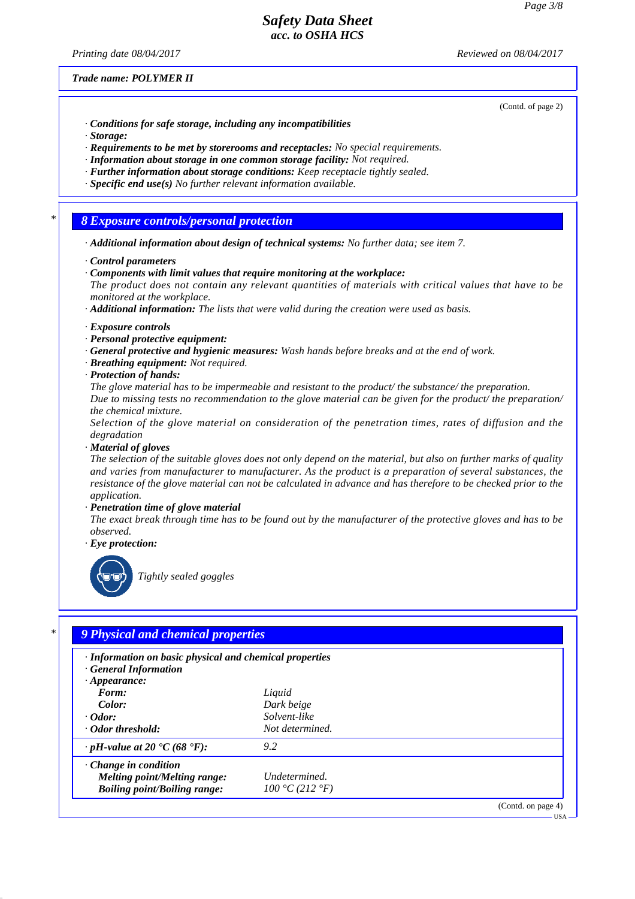Trade name: POLYMER II

(Contd. of page 2)

· **Conditions for safe storage, including any incompatibilities**
· **Storage:**
· **Requirements to be met by storerooms and receptacles:** No special requirements.
· **Information about storage in one common storage facility:** Not required.
· **Further information about storage conditions:** Keep receptacle tightly sealed.
· **Specific end use(s)** No further relevant information available.

## 8 Exposure controls/personal protection

· **Additional information about design of technical systems:** No further data; see item 7.

· **Control parameters**
· **Components with limit values that require monitoring at the workplace:**
The product does not contain any relevant quantities of materials with critical values that have to be monitored at the workplace.
· **Additional information:** The lists that were valid during the creation were used as basis.

· **Exposure controls**
· **Personal protective equipment:**
· **General protective and hygienic measures:** Wash hands before breaks and at the end of work.
· **Breathing equipment:** Not required.
· **Protection of hands:**
The glove material has to be impermeable and resistant to the product/ the substance/ the preparation.
Due to missing tests no recommendation to the glove material can be given for the product/ the preparation/ the chemical mixture.
Selection of the glove material on consideration of the penetration times, rates of diffusion and the degradation
· **Material of gloves**
The selection of the suitable gloves does not only depend on the material, but also on further marks of quality and varies from manufacturer to manufacturer. As the product is a preparation of several substances, the resistance of the glove material can not be calculated in advance and has therefore to be checked prior to the application.
· **Penetration time of glove material**
The exact break through time has to be found out by the manufacturer of the protective gloves and has to be observed.
· **Eye protection:**

Tightly sealed goggles

## 9 Physical and chemical properties

· **Information on basic physical and chemical properties**
· **General Information**
· **Appearance:**

| | |
|---|---|
| **Form:** | Liquid |
| **Color:** | Dark beige |
| · **Odor:** | Solvent-like |
| · **Odor threshold:** | Not determined. |
| · **pH-value at 20 °C (68 °F):** | 9.2 |
| · **Change in condition** | |
| **Melting point/Melting range:** | Undetermined. |
| **Boiling point/Boiling range:** | 100 °C (212 °F) |

(Contd. on page 4)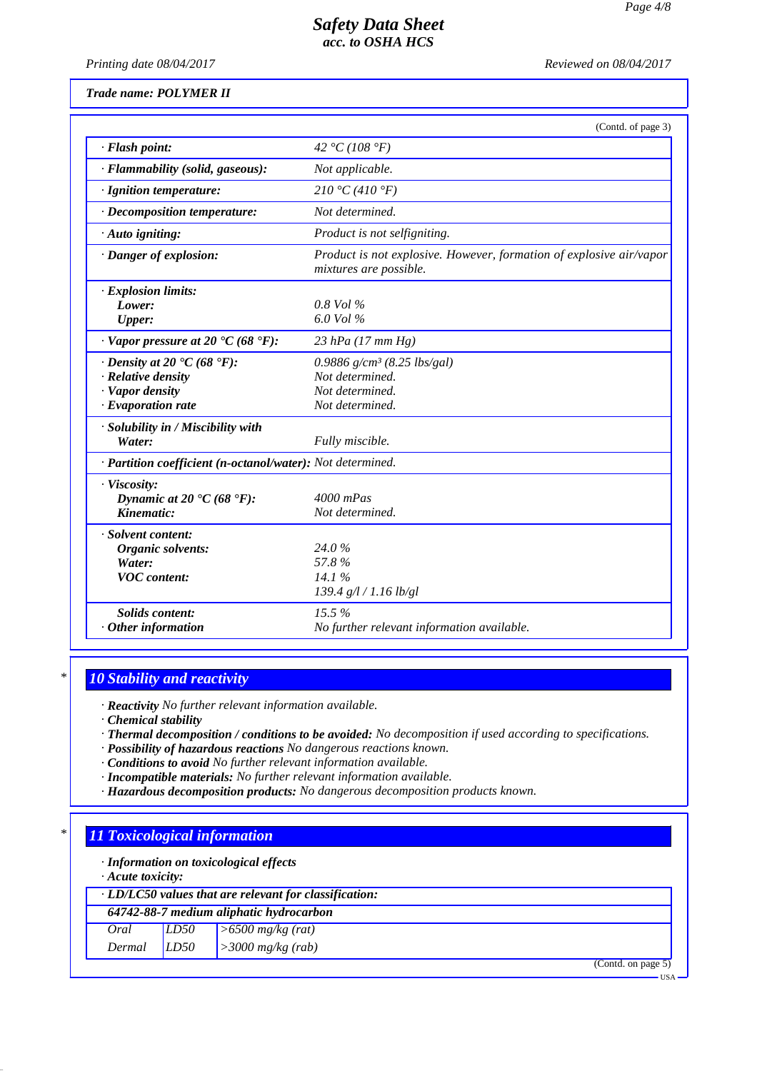*Safety Data Sheet*
*acc. to OSHA HCS*

Printing date 08/04/2017 — Reviewed on 08/04/2017

**Trade name: POLYMER II**

(Contd. of page 3)

| | |
|---|---|
| · **Flash point:** | 42 °C (108 °F) |
| · **Flammability (solid, gaseous):** | Not applicable. |
| · **Ignition temperature:** | 210 °C (410 °F) |
| · **Decomposition temperature:** | Not determined. |
| · **Auto igniting:** | Product is not selfigniting. |
| · **Danger of explosion:** | Product is not explosive. However, formation of explosive air/vapor mixtures are possible. |
| · **Explosion limits:** | |
| **Lower:** | 0.8 Vol % |
| **Upper:** | 6.0 Vol % |
| · **Vapor pressure at 20 °C (68 °F):** | 23 hPa (17 mm Hg) |
| · **Density at 20 °C (68 °F):** | 0.9886 g/cm³ (8.25 lbs/gal) |
| · **Relative density** | Not determined. |
| · **Vapor density** | Not determined. |
| · **Evaporation rate** | Not determined. |
| · **Solubility in / Miscibility with** | |
| **Water:** | Fully miscible. |
| · **Partition coefficient (n-octanol/water):** | Not determined. |
| · **Viscosity:** | |
| **Dynamic at 20 °C (68 °F):** | 4000 mPas |
| **Kinematic:** | Not determined. |
| · **Solvent content:** | |
| **Organic solvents:** | 24.0 % |
| **Water:** | 57.8 % |
| **VOC content:** | 14.1 % |
| | 139.4 g/l / 1.16 lb/gl |
| **Solids content:** | 15.5 % |
| · **Other information** | No further relevant information available. |

## 10 Stability and reactivity

· **Reactivity** No further relevant information available.
· **Chemical stability**
· **Thermal decomposition / conditions to be avoided:** No decomposition if used according to specifications.
· **Possibility of hazardous reactions** No dangerous reactions known.
· **Conditions to avoid** No further relevant information available.
· **Incompatible materials:** No further relevant information available.
· **Hazardous decomposition products:** No dangerous decomposition products known.

## 11 Toxicological information

· **Information on toxicological effects**
· **Acute toxicity:**

| · **LD/LC50 values that are relevant for classification:** | | |
|---|---|---|
| **64742-88-7 medium aliphatic hydrocarbon** | | |
| Oral | LD50 | >6500 mg/kg (rat) |
| Dermal | LD50 | >3000 mg/kg (rab) |

(Contd. on page 5)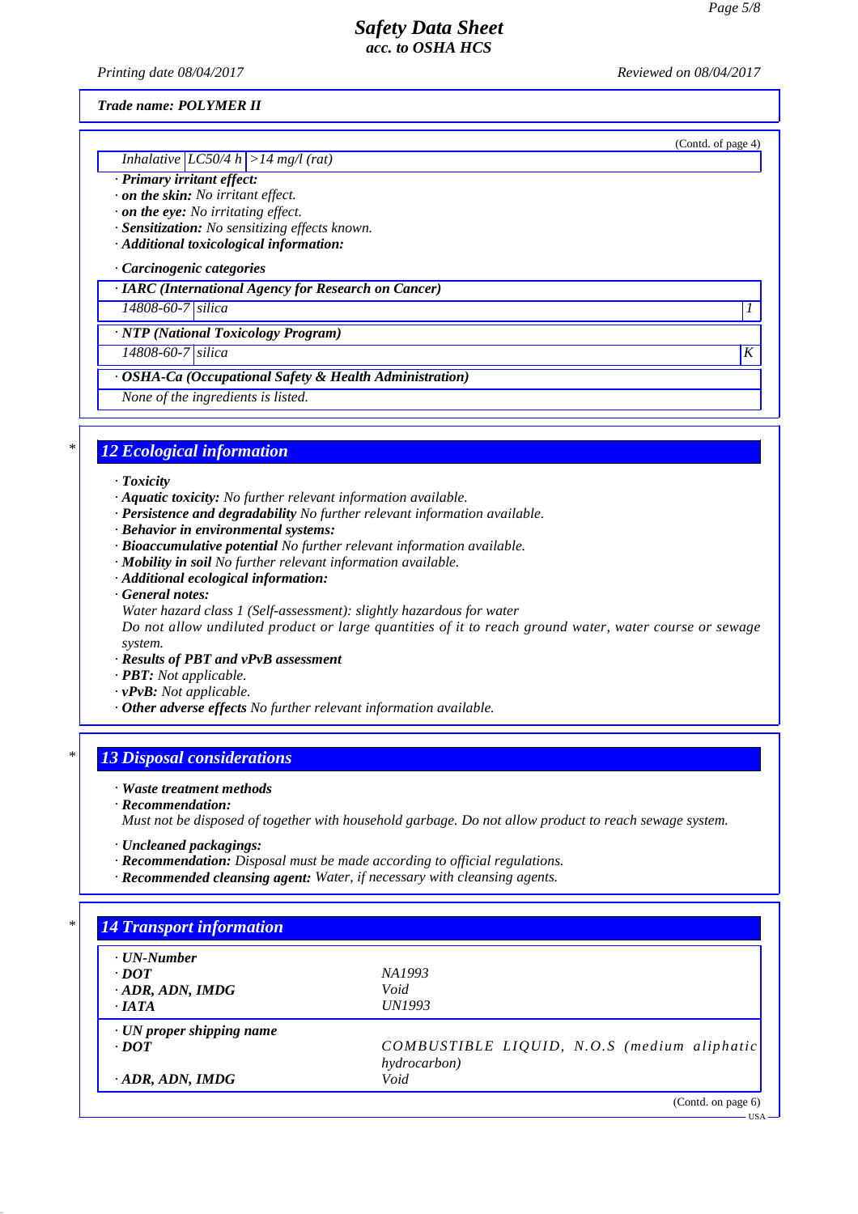Trade name: POLYMER II

(Contd. of page 4)

| Inhalative | LC50/4 h | >14 mg/l (rat) |
|---|---|---|

· **Primary irritant effect:**
· **on the skin:** No irritant effect.
· **on the eye:** No irritating effect.
· **Sensitization:** No sensitizing effects known.
· **Additional toxicological information:**

· **Carcinogenic categories**

| · IARC (International Agency for Research on Cancer) | | |
|---|---|---|
| 14808-60-7 | silica | 1 |

| · NTP (National Toxicology Program) | | |
|---|---|---|
| 14808-60-7 | silica | K |

| · OSHA-Ca (Occupational Safety & Health Administration) |
|---|
| None of the ingredients is listed. |

## 12 Ecological information

· **Toxicity**
· **Aquatic toxicity:** No further relevant information available.
· **Persistence and degradability** No further relevant information available.
· **Behavior in environmental systems:**
· **Bioaccumulative potential** No further relevant information available.
· **Mobility in soil** No further relevant information available.
· **Additional ecological information:**
· **General notes:**
Water hazard class 1 (Self-assessment): slightly hazardous for water
Do not allow undiluted product or large quantities of it to reach ground water, water course or sewage system.
· **Results of PBT and vPvB assessment**
· **PBT:** Not applicable.
· **vPvB:** Not applicable.
· **Other adverse effects** No further relevant information available.

## 13 Disposal considerations

· **Waste treatment methods**
· **Recommendation:**
Must not be disposed of together with household garbage. Do not allow product to reach sewage system.

· **Uncleaned packagings:**
· **Recommendation:** Disposal must be made according to official regulations.
· **Recommended cleansing agent:** Water, if necessary with cleansing agents.

## 14 Transport information

| · UN-Number | |
|---|---|
| · DOT | NA1993 |
| · ADR, ADN, IMDG | Void |
| · IATA | UN1993 |

| · UN proper shipping name | |
|---|---|
| · DOT | COMBUSTIBLE LIQUID, N.O.S (medium aliphatic hydrocarbon) |
| · ADR, ADN, IMDG | Void |

(Contd. on page 6)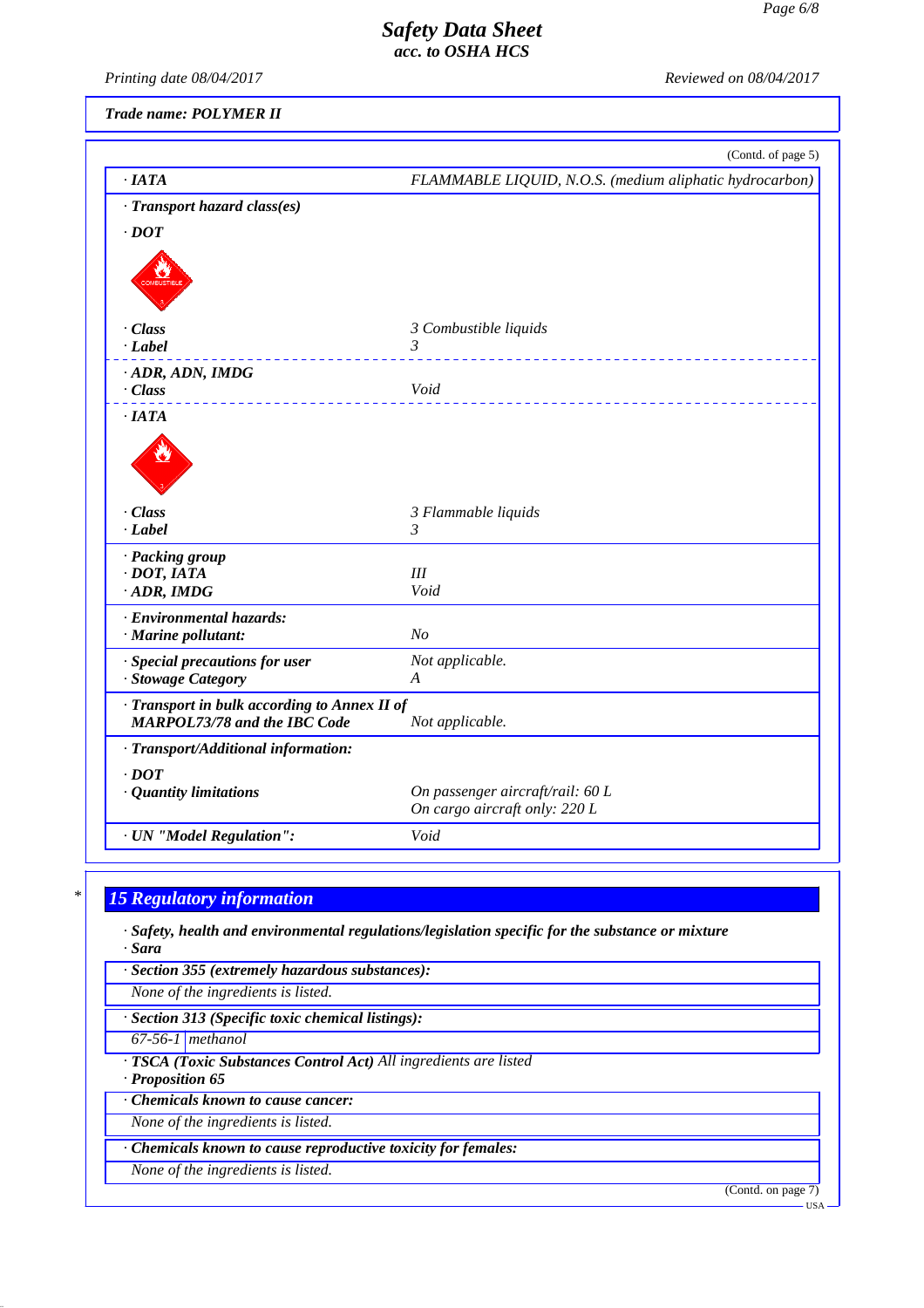*Trade name: POLYMER II*

(Contd. of page 5)

| | |
|---|---|
| **· IATA** | *FLAMMABLE LIQUID, N.O.S. (medium aliphatic hydrocarbon)* |
| **· Transport hazard class(es)** | |
| **· DOT** | |
| **· Class** | *3 Combustible liquids* |
| **· Label** | *3* |
| **· ADR, ADN, IMDG** | |
| **· Class** | *Void* |
| **· IATA** | |
| **· Class** | *3 Flammable liquids* |
| **· Label** | *3* |
| **· Packing group** | |
| **· DOT, IATA** | *III* |
| **· ADR, IMDG** | *Void* |
| **· Environmental hazards:** | |
| **· Marine pollutant:** | *No* |
| **· Special precautions for user** | *Not applicable.* |
| **· Stowage Category** | *A* |
| **· Transport in bulk according to Annex II of MARPOL73/78 and the IBC Code** | *Not applicable.* |
| **· Transport/Additional information:** | |
| **· DOT** | |
| **· Quantity limitations** | *On passenger aircraft/rail: 60 L*<br>*On cargo aircraft only: 220 L* |
| **· UN "Model Regulation":** | *Void* |

## 15 Regulatory information

**· Safety, health and environmental regulations/legislation specific for the substance or mixture**

**· Sara**

| **· Section 355 (extremely hazardous substances):** |
|---|
| *None of the ingredients is listed.* |

| **· Section 313 (Specific toxic chemical listings):** | |
|---|---|
| *67-56-1* | *methanol* |

**· TSCA (Toxic Substances Control Act)** *All ingredients are listed*

**· Proposition 65**

| **· Chemicals known to cause cancer:** |
|---|
| *None of the ingredients is listed.* |

| **· Chemicals known to cause reproductive toxicity for females:** |
|---|
| *None of the ingredients is listed.* |

(Contd. on page 7)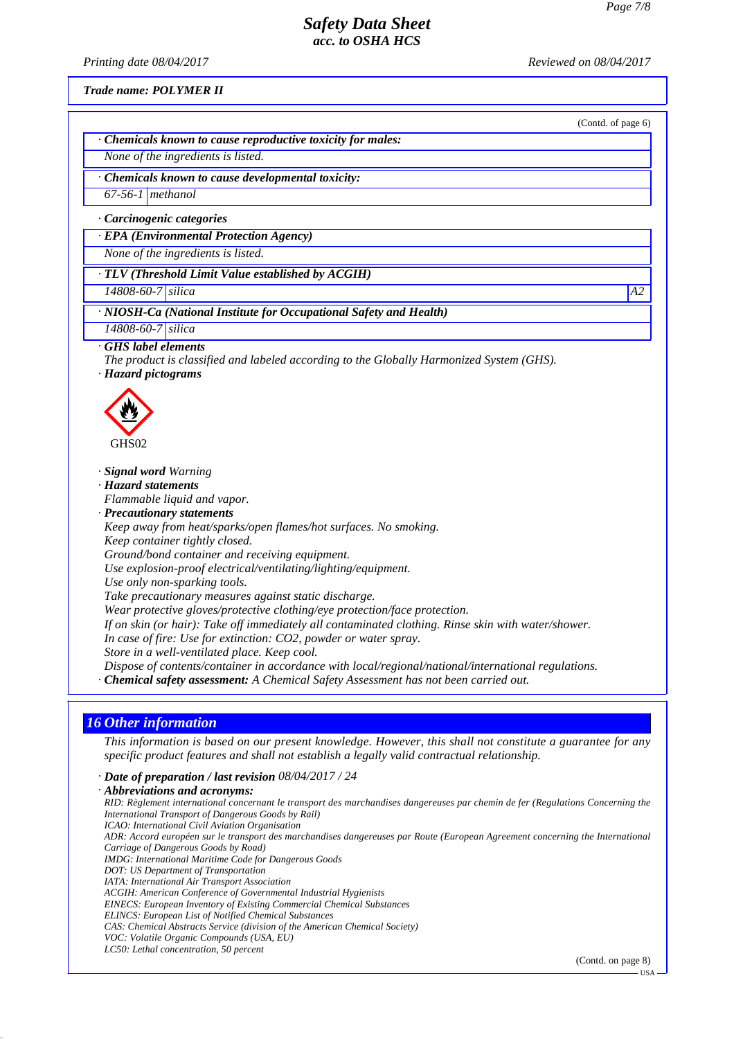Trade name: POLYMER II

(Contd. of page 6)

· **Chemicals known to cause reproductive toxicity for males:**

None of the ingredients is listed.

· **Chemicals known to cause developmental toxicity:**

| 67-56-1 | methanol |
|---|---|

· **Carcinogenic categories**

· **EPA (Environmental Protection Agency)**

None of the ingredients is listed.

· **TLV (Threshold Limit Value established by ACGIH)**

| 14808-60-7 | silica | A2 |
|---|---|---|

· **NIOSH-Ca (National Institute for Occupational Safety and Health)**

| 14808-60-7 | silica |
|---|---|

· **GHS label elements**

The product is classified and labeled according to the Globally Harmonized System (GHS).

· **Hazard pictograms**

GHS02

· **Signal word** Warning

· **Hazard statements**

Flammable liquid and vapor.

· **Precautionary statements**

Keep away from heat/sparks/open flames/hot surfaces. No smoking.
Keep container tightly closed.
Ground/bond container and receiving equipment.
Use explosion-proof electrical/ventilating/lighting/equipment.
Use only non-sparking tools.
Take precautionary measures against static discharge.
Wear protective gloves/protective clothing/eye protection/face protection.
If on skin (or hair): Take off immediately all contaminated clothing. Rinse skin with water/shower.
In case of fire: Use for extinction: CO2, powder or water spray.
Store in a well-ventilated place. Keep cool.
Dispose of contents/container in accordance with local/regional/national/international regulations.

· **Chemical safety assessment:** A Chemical Safety Assessment has not been carried out.

## 16 Other information

This information is based on our present knowledge. However, this shall not constitute a guarantee for any specific product features and shall not establish a legally valid contractual relationship.

· **Date of preparation / last revision** 08/04/2017 / 24

· **Abbreviations and acronyms:**

RID: Règlement international concernant le transport des marchandises dangereuses par chemin de fer (Regulations Concerning the International Transport of Dangerous Goods by Rail)
ICAO: International Civil Aviation Organisation
ADR: Accord européen sur le transport des marchandises dangereuses par Route (European Agreement concerning the International Carriage of Dangerous Goods by Road)
IMDG: International Maritime Code for Dangerous Goods
DOT: US Department of Transportation
IATA: International Air Transport Association
ACGIH: American Conference of Governmental Industrial Hygienists
EINECS: European Inventory of Existing Commercial Chemical Substances
ELINCS: European List of Notified Chemical Substances
CAS: Chemical Abstracts Service (division of the American Chemical Society)
VOC: Volatile Organic Compounds (USA, EU)
LC50: Lethal concentration, 50 percent

(Contd. on page 8)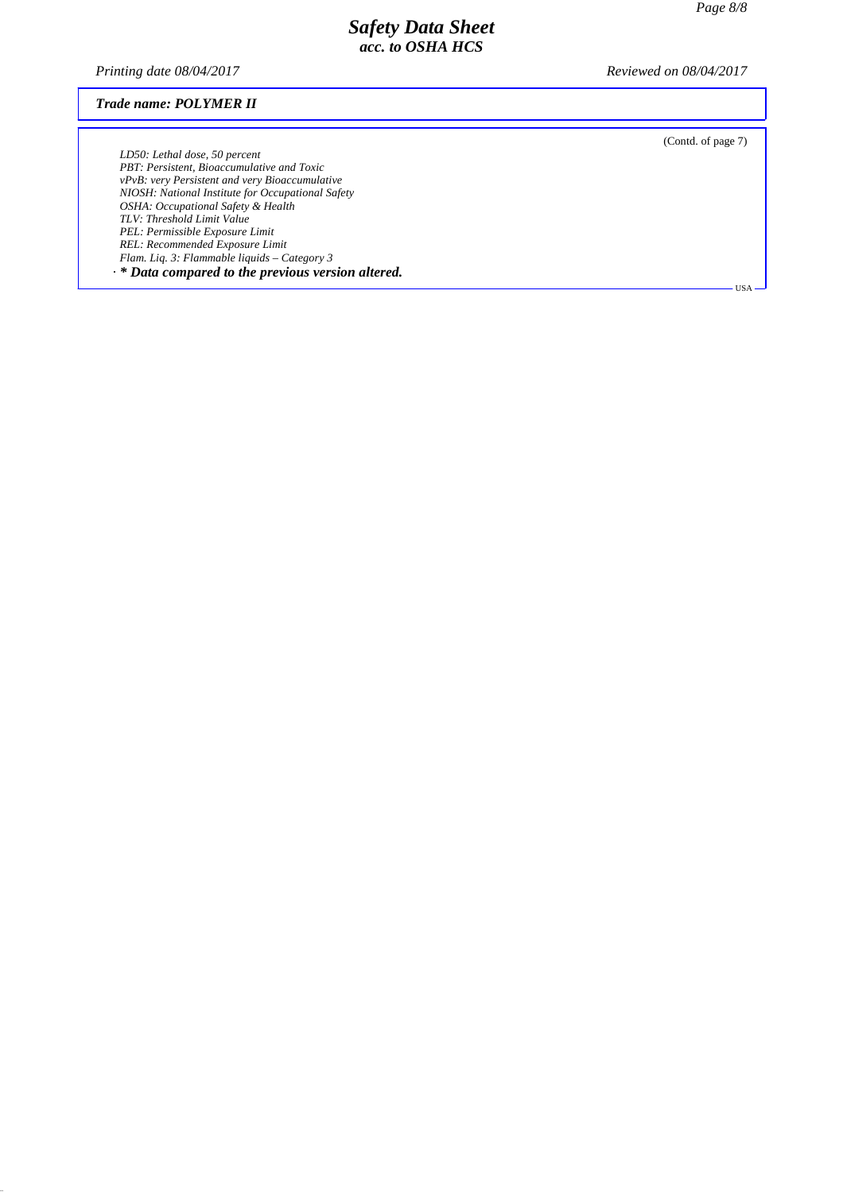(Contd. of page 7)

*LD50: Lethal dose, 50 percent*
*PBT: Persistent, Bioaccumulative and Toxic*
*vPvB: very Persistent and very Bioaccumulative*
*NIOSH: National Institute for Occupational Safety*
*OSHA: Occupational Safety & Health*
*TLV: Threshold Limit Value*
*PEL: Permissible Exposure Limit*
*REL: Recommended Exposure Limit*
*Flam. Liq. 3: Flammable liquids – Category 3*

· ***\* Data compared to the previous version altered.***